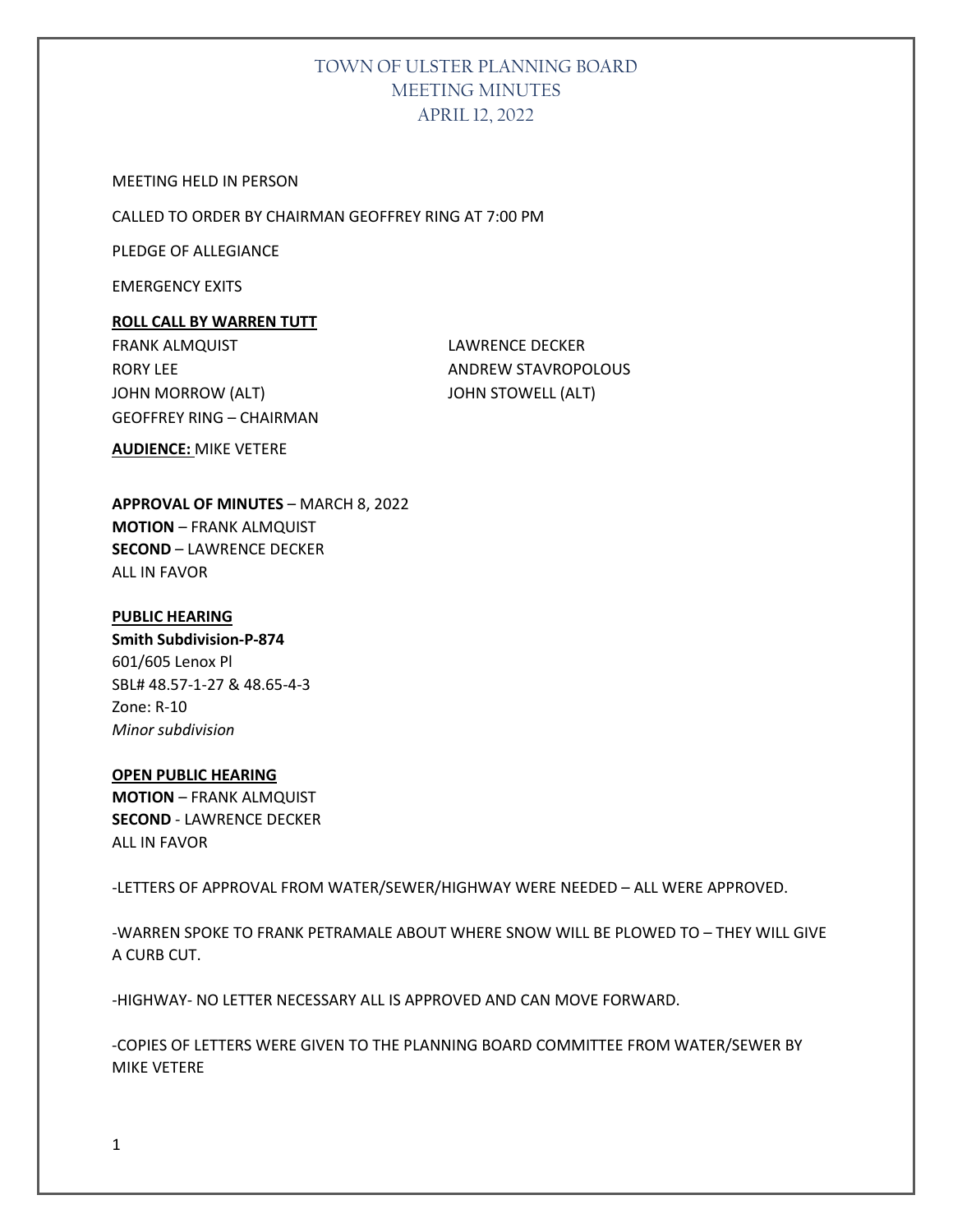# TOWN OF ULSTER PLANNING BOARD
# MEETING MINUTES
# APRIL 12, 2022

MEETING HELD IN PERSON

CALLED TO ORDER BY CHAIRMAN GEOFFREY RING AT 7:00 PM

PLEDGE OF ALLEGIANCE

EMERGENCY EXITS

**ROLL CALL BY WARREN TUTT**

FRANK ALMQUIST
LAWRENCE DECKER
RORY LEE
ANDREW STAVROPOLOUS
JOHN MORROW (ALT)
JOHN STOWELL (ALT)
GEOFFREY RING – CHAIRMAN

**AUDIENCE:** MIKE VETERE

**APPROVAL OF MINUTES** – MARCH 8, 2022
**MOTION** – FRANK ALMQUIST
**SECOND** – LAWRENCE DECKER
ALL IN FAVOR

**PUBLIC HEARING**
**Smith Subdivision-P-874**
601/605 Lenox Pl
SBL# 48.57-1-27 & 48.65-4-3
Zone: R-10
*Minor subdivision*

**OPEN PUBLIC HEARING**
**MOTION** – FRANK ALMQUIST
**SECOND** - LAWRENCE DECKER
ALL IN FAVOR

-LETTERS OF APPROVAL FROM WATER/SEWER/HIGHWAY WERE NEEDED – ALL WERE APPROVED.

-WARREN SPOKE TO FRANK PETRAMALE ABOUT WHERE SNOW WILL BE PLOWED TO – THEY WILL GIVE A CURB CUT.

-HIGHWAY- NO LETTER NECESSARY ALL IS APPROVED AND CAN MOVE FORWARD.

-COPIES OF LETTERS WERE GIVEN TO THE PLANNING BOARD COMMITTEE FROM WATER/SEWER BY MIKE VETERE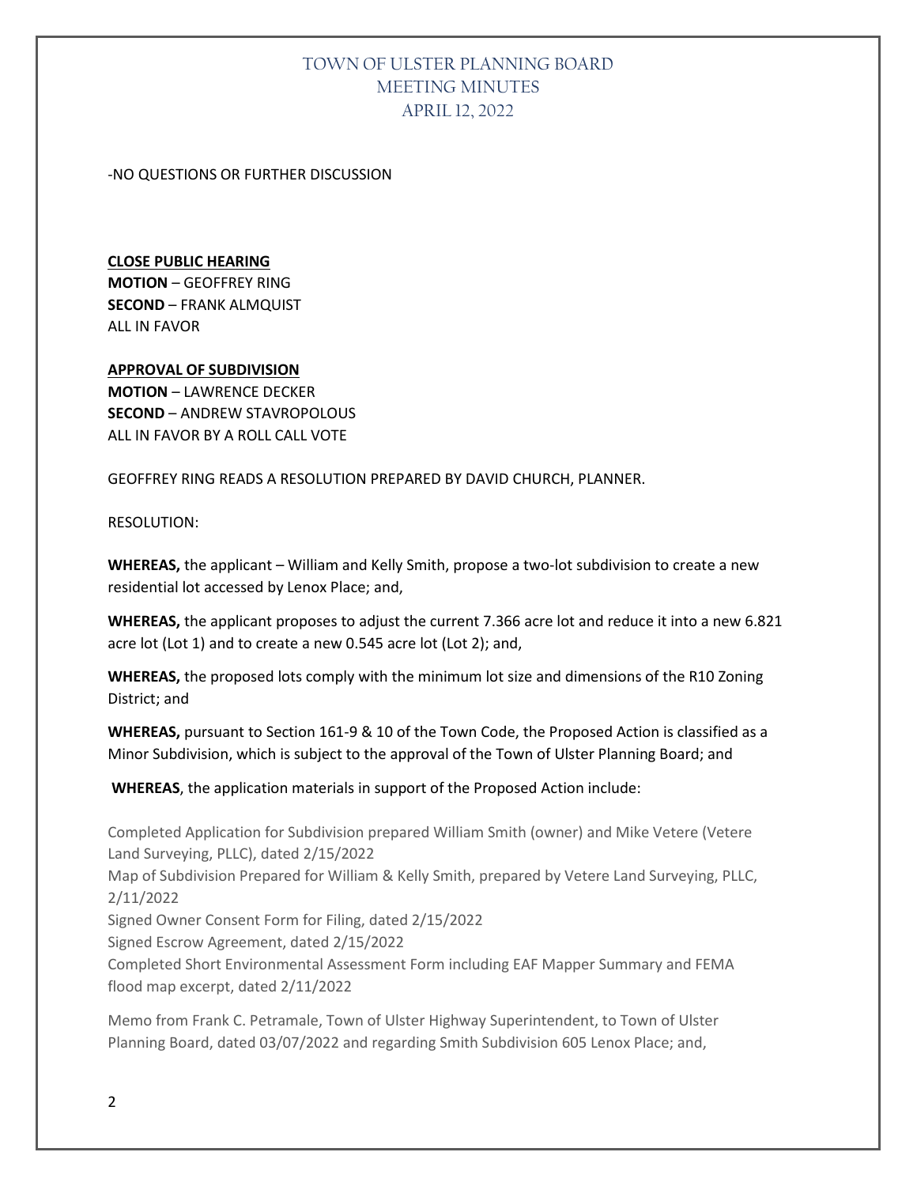-NO QUESTIONS OR FURTHER DISCUSSION

**CLOSE PUBLIC HEARING**
**MOTION** – GEOFFREY RING
**SECOND** – FRANK ALMQUIST
ALL IN FAVOR

**APPROVAL OF SUBDIVISION**
**MOTION** – LAWRENCE DECKER
**SECOND** – ANDREW STAVROPOLOUS
ALL IN FAVOR BY A ROLL CALL VOTE

GEOFFREY RING READS A RESOLUTION PREPARED BY DAVID CHURCH, PLANNER.

RESOLUTION:

**WHEREAS,** the applicant – William and Kelly Smith, propose a two-lot subdivision to create a new residential lot accessed by Lenox Place; and,

**WHEREAS,** the applicant proposes to adjust the current 7.366 acre lot and reduce it into a new 6.821 acre lot (Lot 1) and to create a new 0.545 acre lot (Lot 2); and,

**WHEREAS,** the proposed lots comply with the minimum lot size and dimensions of the R10 Zoning District; and

**WHEREAS,** pursuant to Section 161-9 & 10 of the Town Code, the Proposed Action is classified as a Minor Subdivision, which is subject to the approval of the Town of Ulster Planning Board; and

**WHEREAS**, the application materials in support of the Proposed Action include:

Completed Application for Subdivision prepared William Smith (owner) and Mike Vetere (Vetere Land Surveying, PLLC), dated 2/15/2022
Map of Subdivision Prepared for William & Kelly Smith, prepared by Vetere Land Surveying, PLLC, 2/11/2022
Signed Owner Consent Form for Filing, dated 2/15/2022
Signed Escrow Agreement, dated 2/15/2022
Completed Short Environmental Assessment Form including EAF Mapper Summary and FEMA flood map excerpt, dated 2/11/2022

Memo from Frank C. Petramale, Town of Ulster Highway Superintendent, to Town of Ulster Planning Board, dated 03/07/2022 and regarding Smith Subdivision 605 Lenox Place; and,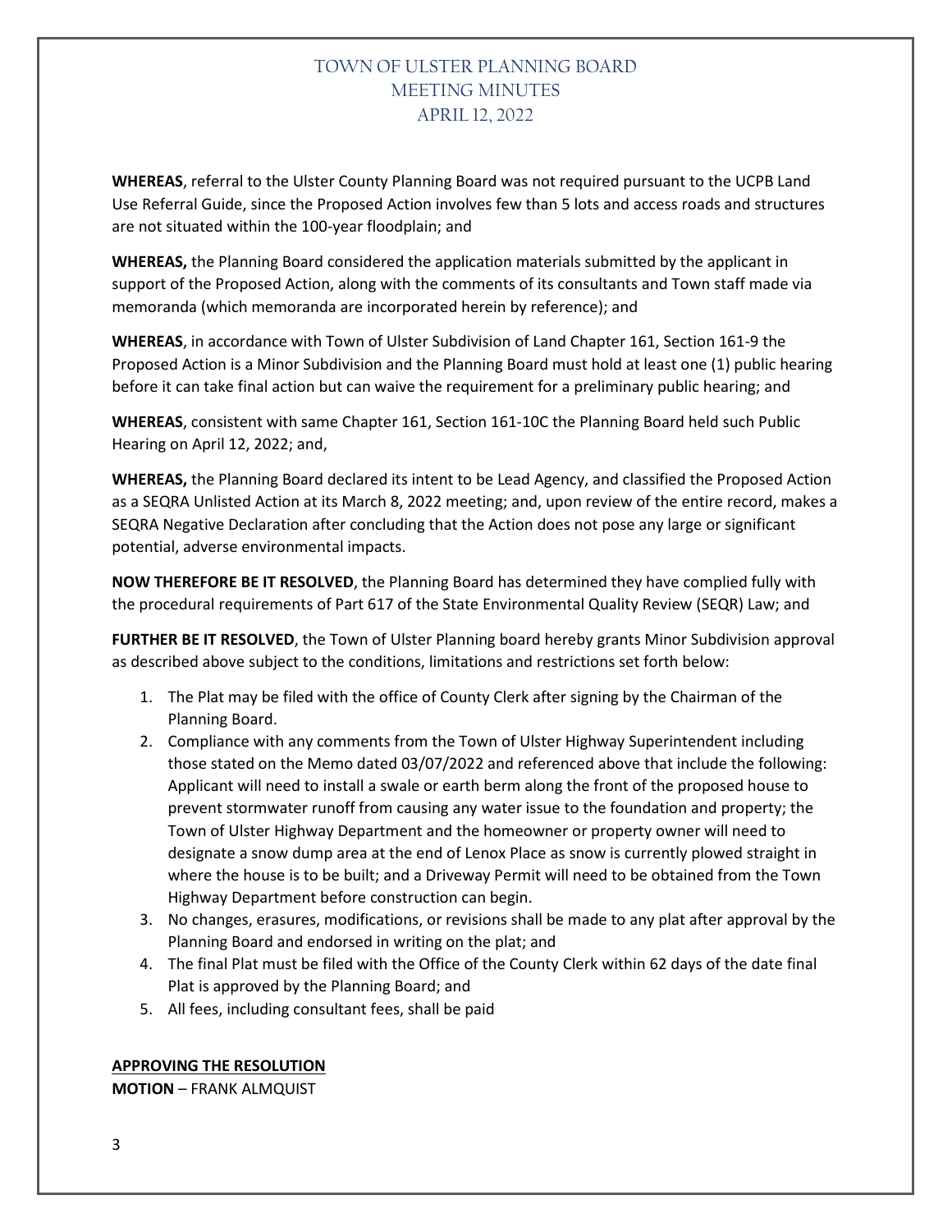**WHEREAS**, referral to the Ulster County Planning Board was not required pursuant to the UCPB Land Use Referral Guide, since the Proposed Action involves few than 5 lots and access roads and structures are not situated within the 100-year floodplain; and

**WHEREAS,** the Planning Board considered the application materials submitted by the applicant in support of the Proposed Action, along with the comments of its consultants and Town staff made via memoranda (which memoranda are incorporated herein by reference); and

**WHEREAS**, in accordance with Town of Ulster Subdivision of Land Chapter 161, Section 161-9 the Proposed Action is a Minor Subdivision and the Planning Board must hold at least one (1) public hearing before it can take final action but can waive the requirement for a preliminary public hearing; and

**WHEREAS**, consistent with same Chapter 161, Section 161-10C the Planning Board held such Public Hearing on April 12, 2022; and,

**WHEREAS,** the Planning Board declared its intent to be Lead Agency, and classified the Proposed Action as a SEQRA Unlisted Action at its March 8, 2022 meeting; and, upon review of the entire record, makes a SEQRA Negative Declaration after concluding that the Action does not pose any large or significant potential, adverse environmental impacts.

**NOW THEREFORE BE IT RESOLVED**, the Planning Board has determined they have complied fully with the procedural requirements of Part 617 of the State Environmental Quality Review (SEQR) Law; and

**FURTHER BE IT RESOLVED**, the Town of Ulster Planning board hereby grants Minor Subdivision approval as described above subject to the conditions, limitations and restrictions set forth below:

1. The Plat may be filed with the office of County Clerk after signing by the Chairman of the Planning Board.
2. Compliance with any comments from the Town of Ulster Highway Superintendent including those stated on the Memo dated 03/07/2022 and referenced above that include the following: Applicant will need to install a swale or earth berm along the front of the proposed house to prevent stormwater runoff from causing any water issue to the foundation and property; the Town of Ulster Highway Department and the homeowner or property owner will need to designate a snow dump area at the end of Lenox Place as snow is currently plowed straight in where the house is to be built; and a Driveway Permit will need to be obtained from the Town Highway Department before construction can begin.
3. No changes, erasures, modifications, or revisions shall be made to any plat after approval by the Planning Board and endorsed in writing on the plat; and
4. The final Plat must be filed with the Office of the County Clerk within 62 days of the date final Plat is approved by the Planning Board; and
5. All fees, including consultant fees, shall be paid

**APPROVING THE RESOLUTION**

**MOTION** – FRANK ALMQUIST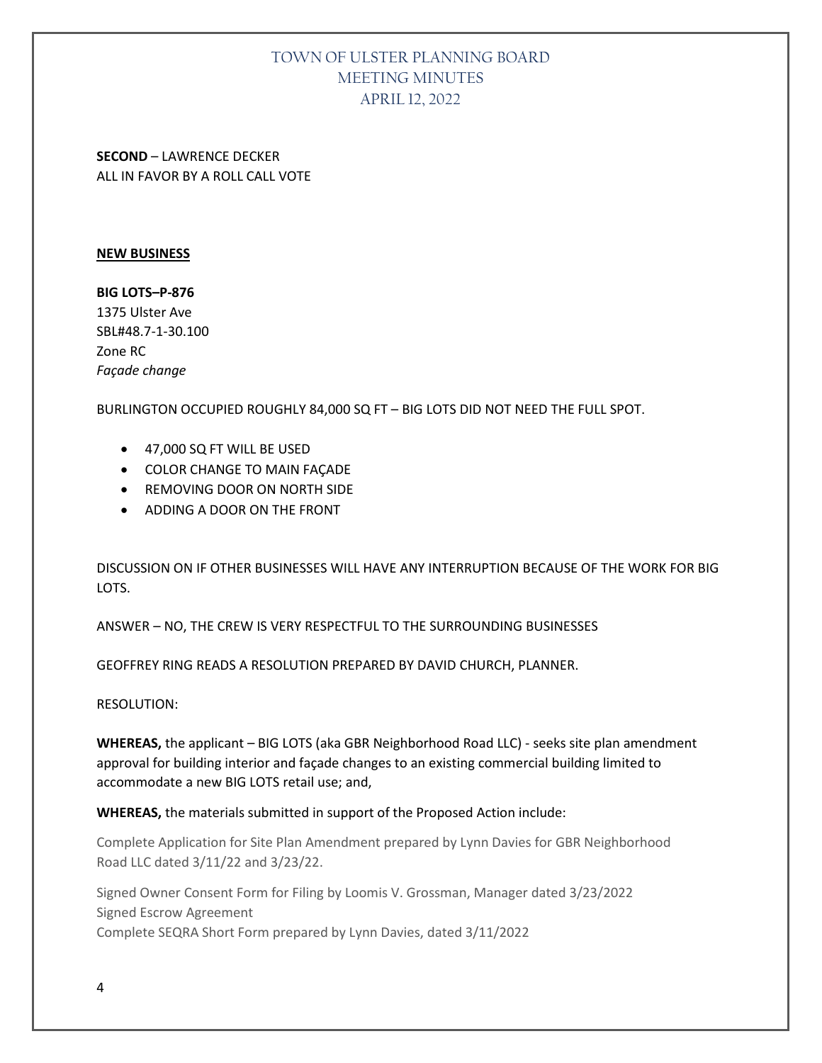**SECOND** – LAWRENCE DECKER
ALL IN FAVOR BY A ROLL CALL VOTE

**NEW BUSINESS**

**BIG LOTS–P-876**
1375 Ulster Ave
SBL#48.7-1-30.100
Zone RC
*Façade change*

BURLINGTON OCCUPIED ROUGHLY 84,000 SQ FT – BIG LOTS DID NOT NEED THE FULL SPOT.

- 47,000 SQ FT WILL BE USED
- COLOR CHANGE TO MAIN FAÇADE
- REMOVING DOOR ON NORTH SIDE
- ADDING A DOOR ON THE FRONT

DISCUSSION ON IF OTHER BUSINESSES WILL HAVE ANY INTERRUPTION BECAUSE OF THE WORK FOR BIG LOTS.

ANSWER – NO, THE CREW IS VERY RESPECTFUL TO THE SURROUNDING BUSINESSES

GEOFFREY RING READS A RESOLUTION PREPARED BY DAVID CHURCH, PLANNER.

RESOLUTION:

**WHEREAS,** the applicant – BIG LOTS (aka GBR Neighborhood Road LLC) - seeks site plan amendment approval for building interior and façade changes to an existing commercial building limited to accommodate a new BIG LOTS retail use; and,

**WHEREAS,** the materials submitted in support of the Proposed Action include:

Complete Application for Site Plan Amendment prepared by Lynn Davies for GBR Neighborhood Road LLC dated 3/11/22 and 3/23/22.

Signed Owner Consent Form for Filing by Loomis V. Grossman, Manager dated 3/23/2022
Signed Escrow Agreement
Complete SEQRA Short Form prepared by Lynn Davies, dated 3/11/2022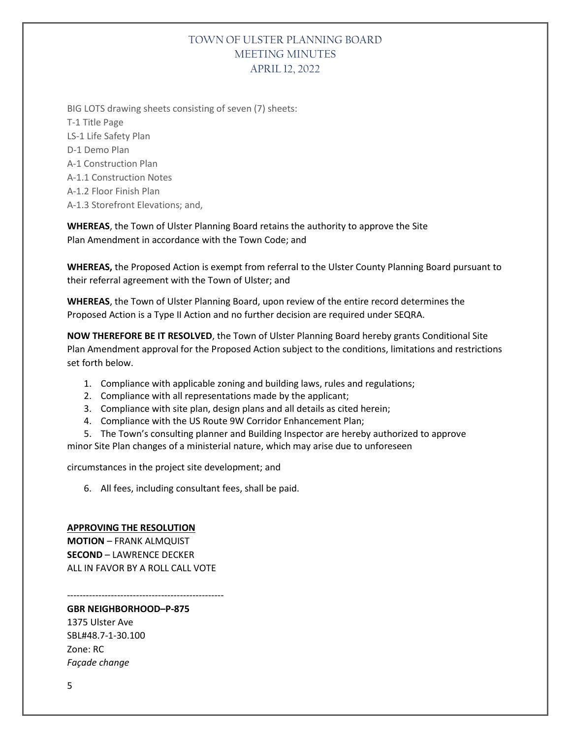BIG LOTS drawing sheets consisting of seven (7) sheets:
T-1 Title Page
LS-1 Life Safety Plan
D-1 Demo Plan
A-1 Construction Plan
A-1.1 Construction Notes
A-1.2 Floor Finish Plan
A-1.3 Storefront Elevations; and,

**WHEREAS**, the Town of Ulster Planning Board retains the authority to approve the Site Plan Amendment in accordance with the Town Code; and

**WHEREAS,** the Proposed Action is exempt from referral to the Ulster County Planning Board pursuant to their referral agreement with the Town of Ulster; and

**WHEREAS**, the Town of Ulster Planning Board, upon review of the entire record determines the Proposed Action is a Type II Action and no further decision are required under SEQRA.

**NOW THEREFORE BE IT RESOLVED**, the Town of Ulster Planning Board hereby grants Conditional Site Plan Amendment approval for the Proposed Action subject to the conditions, limitations and restrictions set forth below.

1. Compliance with applicable zoning and building laws, rules and regulations;
2. Compliance with all representations made by the applicant;
3. Compliance with site plan, design plans and all details as cited herein;
4. Compliance with the US Route 9W Corridor Enhancement Plan;
5. The Town's consulting planner and Building Inspector are hereby authorized to approve minor Site Plan changes of a ministerial nature, which may arise due to unforeseen circumstances in the project site development; and
6. All fees, including consultant fees, shall be paid.

**APPROVING THE RESOLUTION**
**MOTION** – FRANK ALMQUIST
**SECOND** – LAWRENCE DECKER
ALL IN FAVOR BY A ROLL CALL VOTE

--------------------------------------------------

**GBR NEIGHBORHOOD–P-875**
1375 Ulster Ave
SBL#48.7-1-30.100
Zone: RC
*Façade change*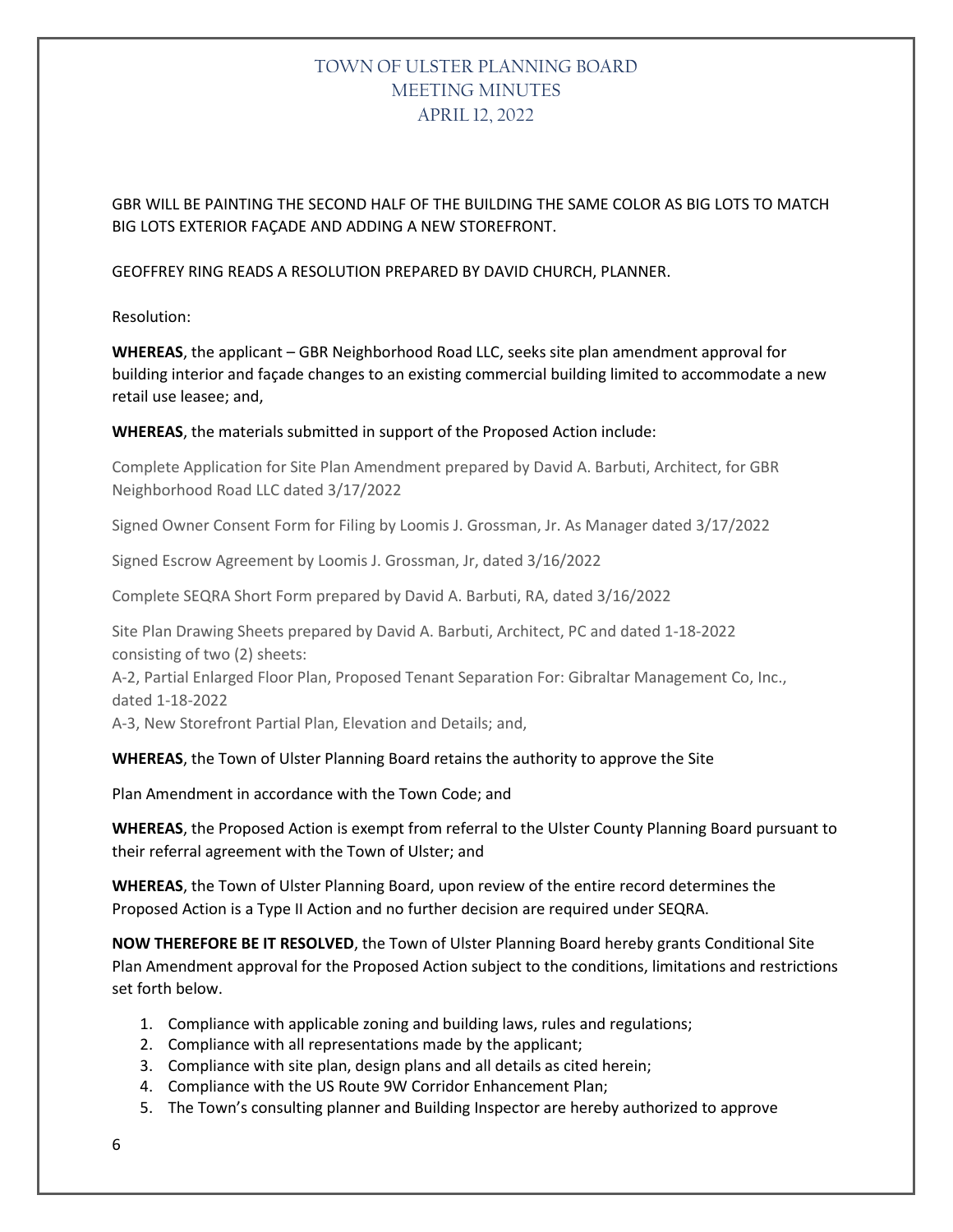GBR WILL BE PAINTING THE SECOND HALF OF THE BUILDING THE SAME COLOR AS BIG LOTS TO MATCH BIG LOTS EXTERIOR FAÇADE AND ADDING A NEW STOREFRONT.

GEOFFREY RING READS A RESOLUTION PREPARED BY DAVID CHURCH, PLANNER.

Resolution:

**WHEREAS**, the applicant – GBR Neighborhood Road LLC, seeks site plan amendment approval for building interior and façade changes to an existing commercial building limited to accommodate a new retail use leasee; and,

**WHEREAS**, the materials submitted in support of the Proposed Action include:

Complete Application for Site Plan Amendment prepared by David A. Barbuti, Architect, for GBR Neighborhood Road LLC dated 3/17/2022

Signed Owner Consent Form for Filing by Loomis J. Grossman, Jr. As Manager dated 3/17/2022

Signed Escrow Agreement by Loomis J. Grossman, Jr, dated 3/16/2022

Complete SEQRA Short Form prepared by David A. Barbuti, RA, dated 3/16/2022

Site Plan Drawing Sheets prepared by David A. Barbuti, Architect, PC and dated 1-18-2022 consisting of two (2) sheets:
A-2, Partial Enlarged Floor Plan, Proposed Tenant Separation For: Gibraltar Management Co, Inc., dated 1-18-2022
A-3, New Storefront Partial Plan, Elevation and Details; and,

**WHEREAS**, the Town of Ulster Planning Board retains the authority to approve the Site

Plan Amendment in accordance with the Town Code; and

**WHEREAS**, the Proposed Action is exempt from referral to the Ulster County Planning Board pursuant to their referral agreement with the Town of Ulster; and

**WHEREAS**, the Town of Ulster Planning Board, upon review of the entire record determines the Proposed Action is a Type II Action and no further decision are required under SEQRA.

**NOW THEREFORE BE IT RESOLVED**, the Town of Ulster Planning Board hereby grants Conditional Site Plan Amendment approval for the Proposed Action subject to the conditions, limitations and restrictions set forth below.

1. Compliance with applicable zoning and building laws, rules and regulations;
2. Compliance with all representations made by the applicant;
3. Compliance with site plan, design plans and all details as cited herein;
4. Compliance with the US Route 9W Corridor Enhancement Plan;
5. The Town's consulting planner and Building Inspector are hereby authorized to approve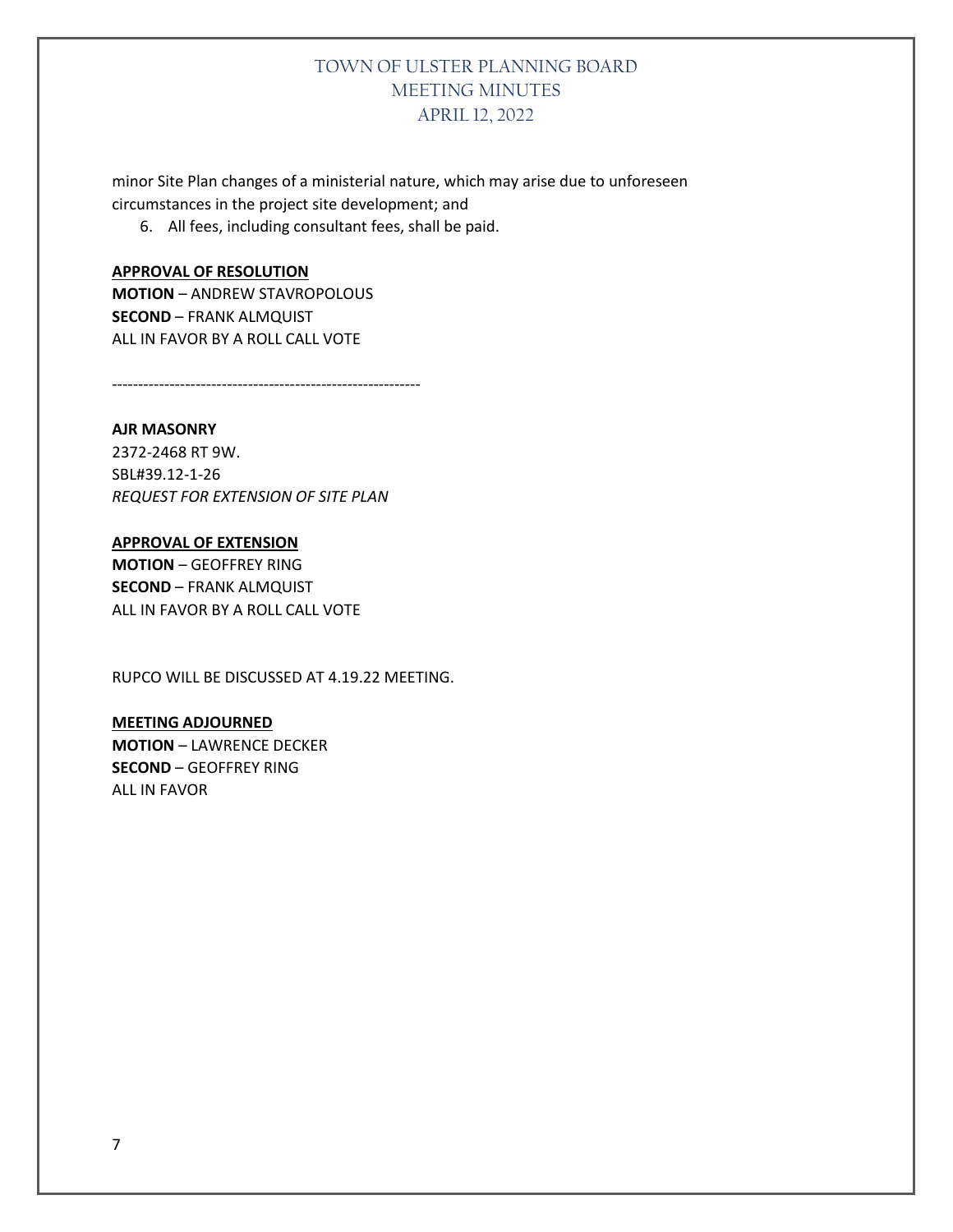minor Site Plan changes of a ministerial nature, which may arise due to unforeseen circumstances in the project site development; and

6. All fees, including consultant fees, shall be paid.

**APPROVAL OF RESOLUTION**
**MOTION** – ANDREW STAVROPOLOUS
**SECOND** – FRANK ALMQUIST
ALL IN FAVOR BY A ROLL CALL VOTE

----------------------------------------------------------

**AJR MASONRY**
2372-2468 RT 9W.
SBL#39.12-1-26
*REQUEST FOR EXTENSION OF SITE PLAN*

**APPROVAL OF EXTENSION**
**MOTION** – GEOFFREY RING
**SECOND** – FRANK ALMQUIST
ALL IN FAVOR BY A ROLL CALL VOTE

RUPCO WILL BE DISCUSSED AT 4.19.22 MEETING.

**MEETING ADJOURNED**
**MOTION** – LAWRENCE DECKER
**SECOND** – GEOFFREY RING
ALL IN FAVOR